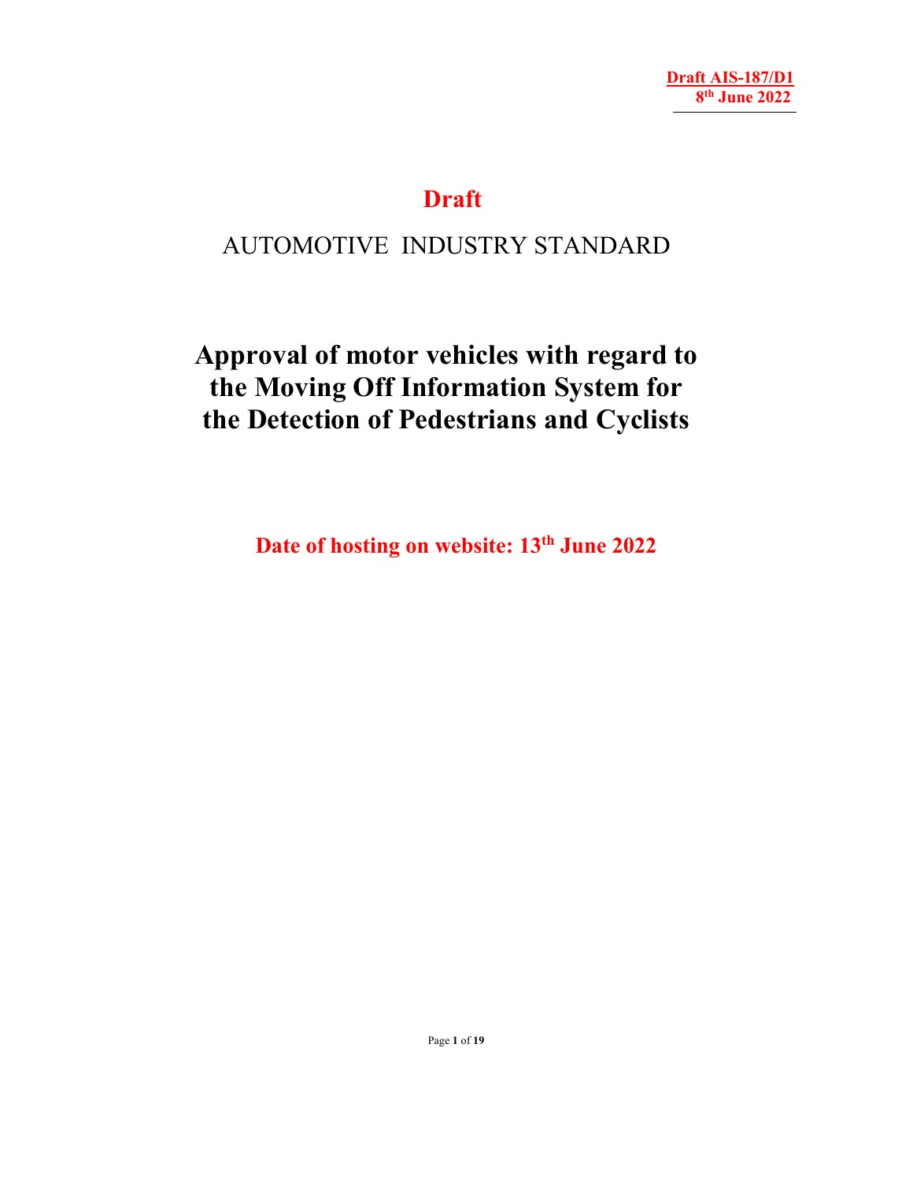**Draft AIS-187/D1**
**8th June 2022**

# Draft

AUTOMOTIVE INDUSTRY STANDARD

# Approval of motor vehicles with regard to the Moving Off Information System for the Detection of Pedestrians and Cyclists

**Date of hosting on website: 13th June 2022**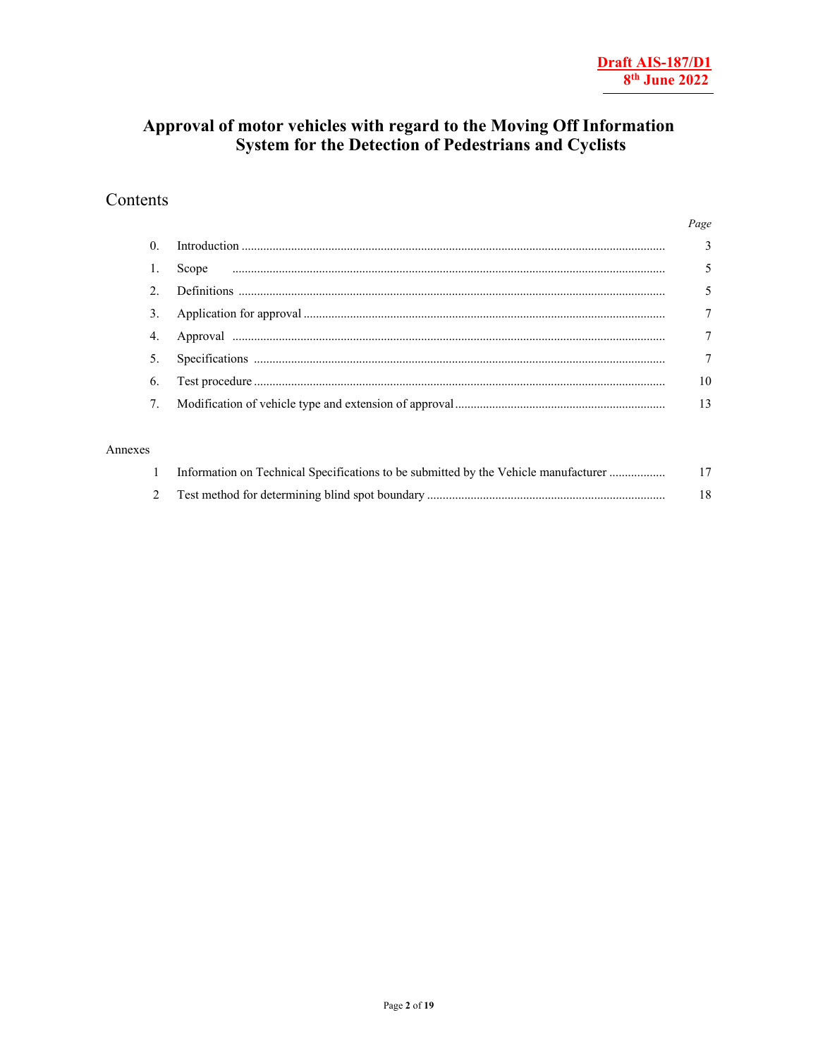Draft AIS-187/D1
8th June 2022

# Approval of motor vehicles with regard to the Moving Off Information System for the Detection of Pedestrians and Cyclists

## Contents

| | | Page |
|---|---|---|
| 0. | Introduction | 3 |
| 1. | Scope | 5 |
| 2. | Definitions | 5 |
| 3. | Application for approval | 7 |
| 4. | Approval | 7 |
| 5. | Specifications | 7 |
| 6. | Test procedure | 10 |
| 7. | Modification of vehicle type and extension of approval | 13 |

Annexes

| | | |
|---|---|---|
| 1 | Information on Technical Specifications to be submitted by the Vehicle manufacturer | 17 |
| 2 | Test method for determining blind spot boundary | 18 |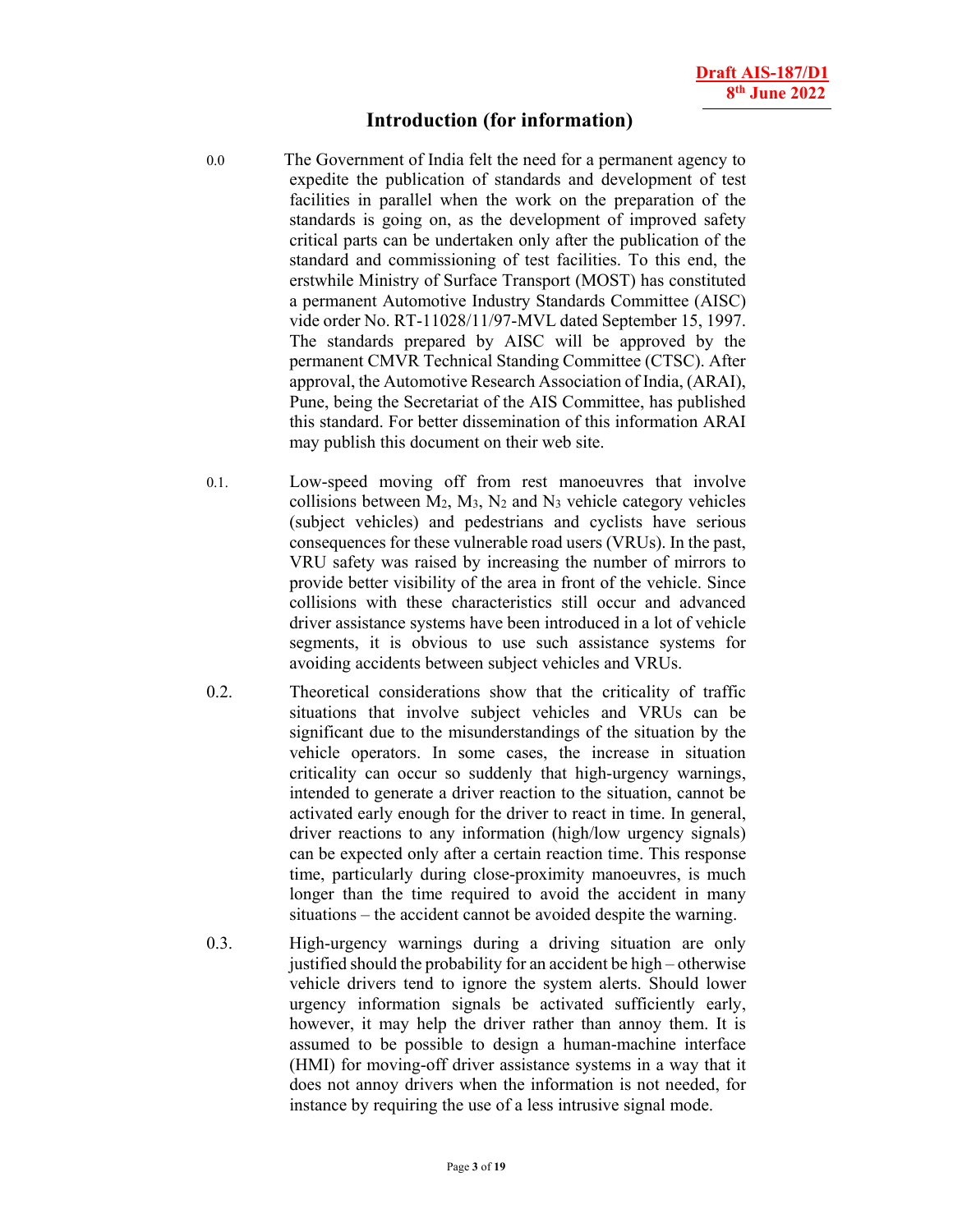## Introduction (for information)

0.0 The Government of India felt the need for a permanent agency to expedite the publication of standards and development of test facilities in parallel when the work on the preparation of the standards is going on, as the development of improved safety critical parts can be undertaken only after the publication of the standard and commissioning of test facilities. To this end, the erstwhile Ministry of Surface Transport (MOST) has constituted a permanent Automotive Industry Standards Committee (AISC) vide order No. RT-11028/11/97-MVL dated September 15, 1997. The standards prepared by AISC will be approved by the permanent CMVR Technical Standing Committee (CTSC). After approval, the Automotive Research Association of India, (ARAI), Pune, being the Secretariat of the AIS Committee, has published this standard. For better dissemination of this information ARAI may publish this document on their web site.

0.1. Low-speed moving off from rest manoeuvres that involve collisions between $M_2$, $M_3$, $N_2$ and $N_3$ vehicle category vehicles (subject vehicles) and pedestrians and cyclists have serious consequences for these vulnerable road users (VRUs). In the past, VRU safety was raised by increasing the number of mirrors to provide better visibility of the area in front of the vehicle. Since collisions with these characteristics still occur and advanced driver assistance systems have been introduced in a lot of vehicle segments, it is obvious to use such assistance systems for avoiding accidents between subject vehicles and VRUs.

0.2. Theoretical considerations show that the criticality of traffic situations that involve subject vehicles and VRUs can be significant due to the misunderstandings of the situation by the vehicle operators. In some cases, the increase in situation criticality can occur so suddenly that high-urgency warnings, intended to generate a driver reaction to the situation, cannot be activated early enough for the driver to react in time. In general, driver reactions to any information (high/low urgency signals) can be expected only after a certain reaction time. This response time, particularly during close-proximity manoeuvres, is much longer than the time required to avoid the accident in many situations – the accident cannot be avoided despite the warning.

0.3. High-urgency warnings during a driving situation are only justified should the probability for an accident be high – otherwise vehicle drivers tend to ignore the system alerts. Should lower urgency information signals be activated sufficiently early, however, it may help the driver rather than annoy them. It is assumed to be possible to design a human-machine interface (HMI) for moving-off driver assistance systems in a way that it does not annoy drivers when the information is not needed, for instance by requiring the use of a less intrusive signal mode.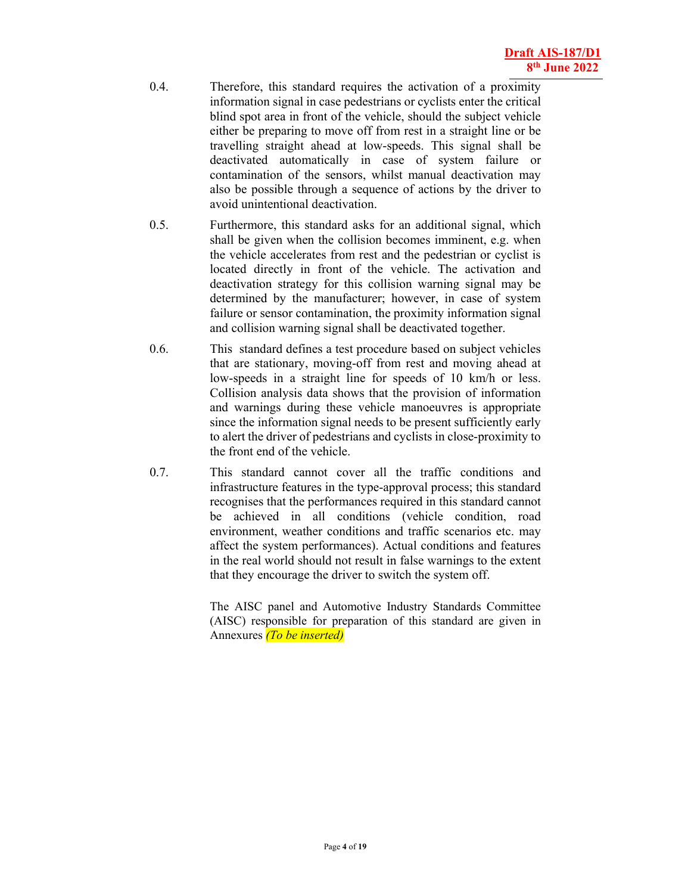0.4. Therefore, this standard requires the activation of a proximity information signal in case pedestrians or cyclists enter the critical blind spot area in front of the vehicle, should the subject vehicle either be preparing to move off from rest in a straight line or be travelling straight ahead at low-speeds. This signal shall be deactivated automatically in case of system failure or contamination of the sensors, whilst manual deactivation may also be possible through a sequence of actions by the driver to avoid unintentional deactivation.

0.5. Furthermore, this standard asks for an additional signal, which shall be given when the collision becomes imminent, e.g. when the vehicle accelerates from rest and the pedestrian or cyclist is located directly in front of the vehicle. The activation and deactivation strategy for this collision warning signal may be determined by the manufacturer; however, in case of system failure or sensor contamination, the proximity information signal and collision warning signal shall be deactivated together.

0.6. This standard defines a test procedure based on subject vehicles that are stationary, moving-off from rest and moving ahead at low-speeds in a straight line for speeds of 10 km/h or less. Collision analysis data shows that the provision of information and warnings during these vehicle manoeuvres is appropriate since the information signal needs to be present sufficiently early to alert the driver of pedestrians and cyclists in close-proximity to the front end of the vehicle.

0.7. This standard cannot cover all the traffic conditions and infrastructure features in the type-approval process; this standard recognises that the performances required in this standard cannot be achieved in all conditions (vehicle condition, road environment, weather conditions and traffic scenarios etc. may affect the system performances). Actual conditions and features in the real world should not result in false warnings to the extent that they encourage the driver to switch the system off.

The AISC panel and Automotive Industry Standards Committee (AISC) responsible for preparation of this standard are given in Annexures *(To be inserted)*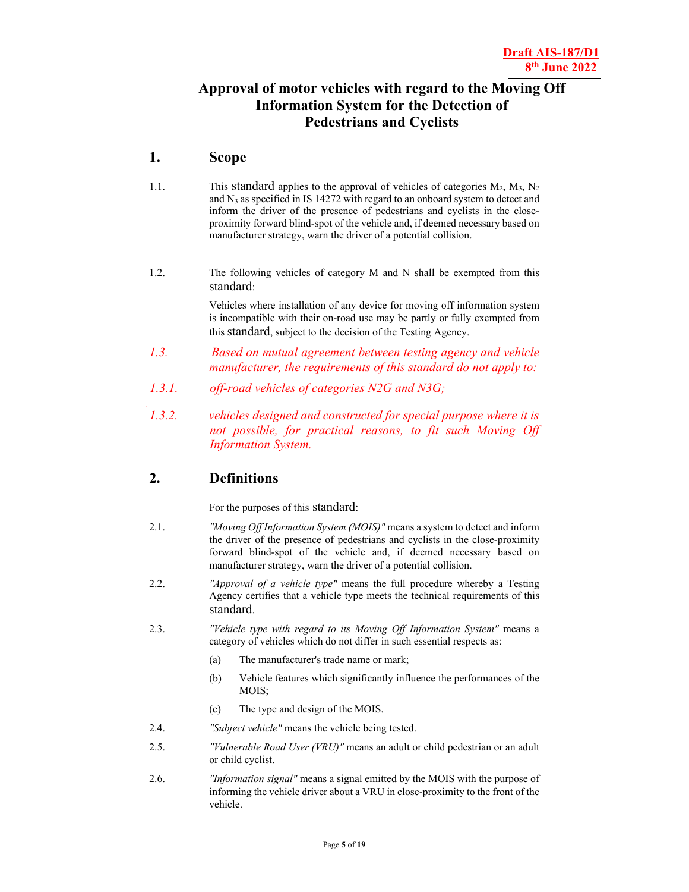**Draft AIS-187/D1**
**8th June 2022**

# Approval of motor vehicles with regard to the Moving Off Information System for the Detection of Pedestrians and Cyclists

## 1. Scope

1.1. This standard applies to the approval of vehicles of categories $M_2$, $M_3$, $N_2$ and $N_3$ as specified in IS 14272 with regard to an onboard system to detect and inform the driver of the presence of pedestrians and cyclists in the close-proximity forward blind-spot of the vehicle and, if deemed necessary based on manufacturer strategy, warn the driver of a potential collision.

1.2. The following vehicles of category M and N shall be exempted from this standard:

Vehicles where installation of any device for moving off information system is incompatible with their on-road use may be partly or fully exempted from this standard, subject to the decision of the Testing Agency.

*1.3. Based on mutual agreement between testing agency and vehicle manufacturer, the requirements of this standard do not apply to:*

*1.3.1. off-road vehicles of categories N2G and N3G;*

*1.3.2. vehicles designed and constructed for special purpose where it is not possible, for practical reasons, to fit such Moving Off Information System.*

## 2. Definitions

For the purposes of this standard:

2.1. *"Moving Off Information System (MOIS)"* means a system to detect and inform the driver of the presence of pedestrians and cyclists in the close-proximity forward blind-spot of the vehicle and, if deemed necessary based on manufacturer strategy, warn the driver of a potential collision.

2.2. *"Approval of a vehicle type"* means the full procedure whereby a Testing Agency certifies that a vehicle type meets the technical requirements of this standard.

2.3. *"Vehicle type with regard to its Moving Off Information System"* means a category of vehicles which do not differ in such essential respects as:

(a) The manufacturer's trade name or mark;

(b) Vehicle features which significantly influence the performances of the MOIS;

(c) The type and design of the MOIS.

2.4. *"Subject vehicle"* means the vehicle being tested.

2.5. *"Vulnerable Road User (VRU)"* means an adult or child pedestrian or an adult or child cyclist.

2.6. *"Information signal"* means a signal emitted by the MOIS with the purpose of informing the vehicle driver about a VRU in close-proximity to the front of the vehicle.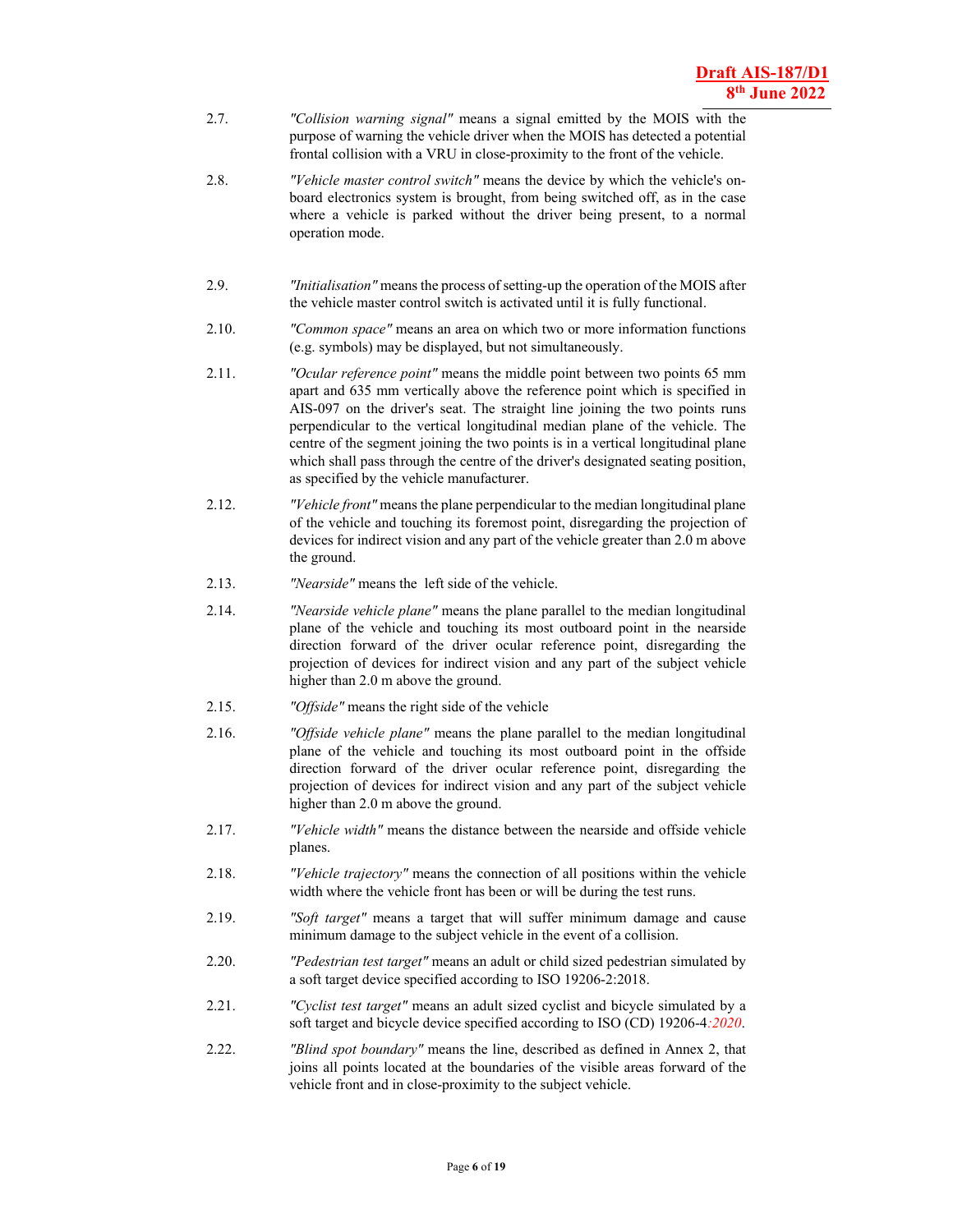2.7. *"Collision warning signal"* means a signal emitted by the MOIS with the purpose of warning the vehicle driver when the MOIS has detected a potential frontal collision with a VRU in close-proximity to the front of the vehicle.

2.8. *"Vehicle master control switch"* means the device by which the vehicle's on-board electronics system is brought, from being switched off, as in the case where a vehicle is parked without the driver being present, to a normal operation mode.

2.9. *"Initialisation"* means the process of setting-up the operation of the MOIS after the vehicle master control switch is activated until it is fully functional.

2.10. *"Common space"* means an area on which two or more information functions (e.g. symbols) may be displayed, but not simultaneously.

2.11. *"Ocular reference point"* means the middle point between two points 65 mm apart and 635 mm vertically above the reference point which is specified in AIS-097 on the driver's seat. The straight line joining the two points runs perpendicular to the vertical longitudinal median plane of the vehicle. The centre of the segment joining the two points is in a vertical longitudinal plane which shall pass through the centre of the driver's designated seating position, as specified by the vehicle manufacturer.

2.12. *"Vehicle front"* means the plane perpendicular to the median longitudinal plane of the vehicle and touching its foremost point, disregarding the projection of devices for indirect vision and any part of the vehicle greater than 2.0 m above the ground.

2.13. *"Nearside"* means the left side of the vehicle.

2.14. *"Nearside vehicle plane"* means the plane parallel to the median longitudinal plane of the vehicle and touching its most outboard point in the nearside direction forward of the driver ocular reference point, disregarding the projection of devices for indirect vision and any part of the subject vehicle higher than 2.0 m above the ground.

2.15. *"Offside"* means the right side of the vehicle

2.16. *"Offside vehicle plane"* means the plane parallel to the median longitudinal plane of the vehicle and touching its most outboard point in the offside direction forward of the driver ocular reference point, disregarding the projection of devices for indirect vision and any part of the subject vehicle higher than 2.0 m above the ground.

2.17. *"Vehicle width"* means the distance between the nearside and offside vehicle planes.

2.18. *"Vehicle trajectory"* means the connection of all positions within the vehicle width where the vehicle front has been or will be during the test runs.

2.19. *"Soft target"* means a target that will suffer minimum damage and cause minimum damage to the subject vehicle in the event of a collision.

2.20. *"Pedestrian test target"* means an adult or child sized pedestrian simulated by a soft target device specified according to ISO 19206-2:2018.

2.21. *"Cyclist test target"* means an adult sized cyclist and bicycle simulated by a soft target and bicycle device specified according to ISO (CD) 19206-4*:2020*.

2.22. *"Blind spot boundary"* means the line, described as defined in Annex 2, that joins all points located at the boundaries of the visible areas forward of the vehicle front and in close-proximity to the subject vehicle.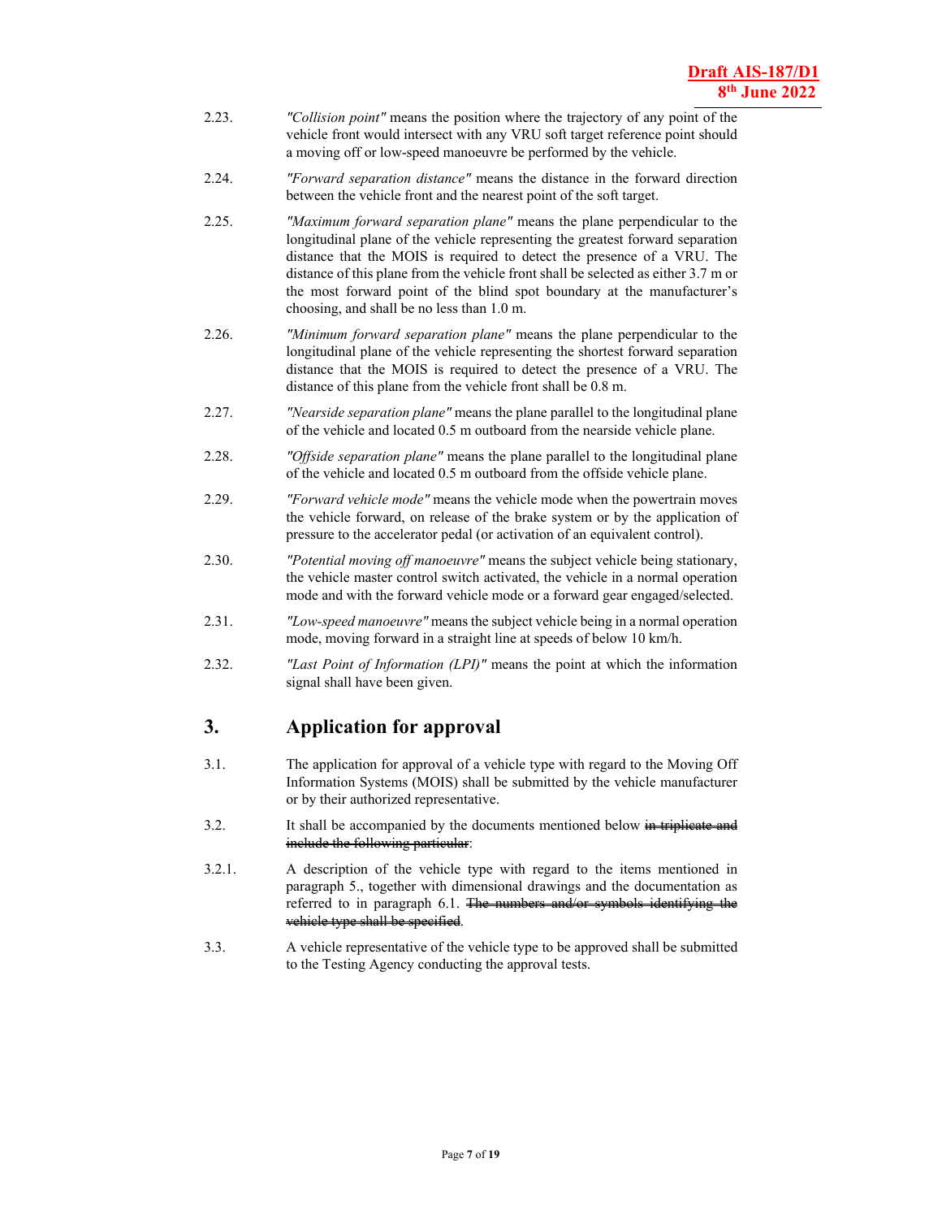2.23. *"Collision point"* means the position where the trajectory of any point of the vehicle front would intersect with any VRU soft target reference point should a moving off or low-speed manoeuvre be performed by the vehicle.

2.24. *"Forward separation distance"* means the distance in the forward direction between the vehicle front and the nearest point of the soft target.

2.25. *"Maximum forward separation plane"* means the plane perpendicular to the longitudinal plane of the vehicle representing the greatest forward separation distance that the MOIS is required to detect the presence of a VRU. The distance of this plane from the vehicle front shall be selected as either 3.7 m or the most forward point of the blind spot boundary at the manufacturer's choosing, and shall be no less than 1.0 m.

2.26. *"Minimum forward separation plane"* means the plane perpendicular to the longitudinal plane of the vehicle representing the shortest forward separation distance that the MOIS is required to detect the presence of a VRU. The distance of this plane from the vehicle front shall be 0.8 m.

2.27. *"Nearside separation plane"* means the plane parallel to the longitudinal plane of the vehicle and located 0.5 m outboard from the nearside vehicle plane.

2.28. *"Offside separation plane"* means the plane parallel to the longitudinal plane of the vehicle and located 0.5 m outboard from the offside vehicle plane.

2.29. *"Forward vehicle mode"* means the vehicle mode when the powertrain moves the vehicle forward, on release of the brake system or by the application of pressure to the accelerator pedal (or activation of an equivalent control).

2.30. *"Potential moving off manoeuvre"* means the subject vehicle being stationary, the vehicle master control switch activated, the vehicle in a normal operation mode and with the forward vehicle mode or a forward gear engaged/selected.

2.31. *"Low-speed manoeuvre"* means the subject vehicle being in a normal operation mode, moving forward in a straight line at speeds of below 10 km/h.

2.32. *"Last Point of Information (LPI)"* means the point at which the information signal shall have been given.

## 3. Application for approval

3.1. The application for approval of a vehicle type with regard to the Moving Off Information Systems (MOIS) shall be submitted by the vehicle manufacturer or by their authorized representative.

3.2. It shall be accompanied by the documents mentioned below ~~in triplicate and include the following particular~~:

3.2.1. A description of the vehicle type with regard to the items mentioned in paragraph 5., together with dimensional drawings and the documentation as referred to in paragraph 6.1. ~~The numbers and/or symbols identifying the vehicle type shall be specified~~.

3.3. A vehicle representative of the vehicle type to be approved shall be submitted to the Testing Agency conducting the approval tests.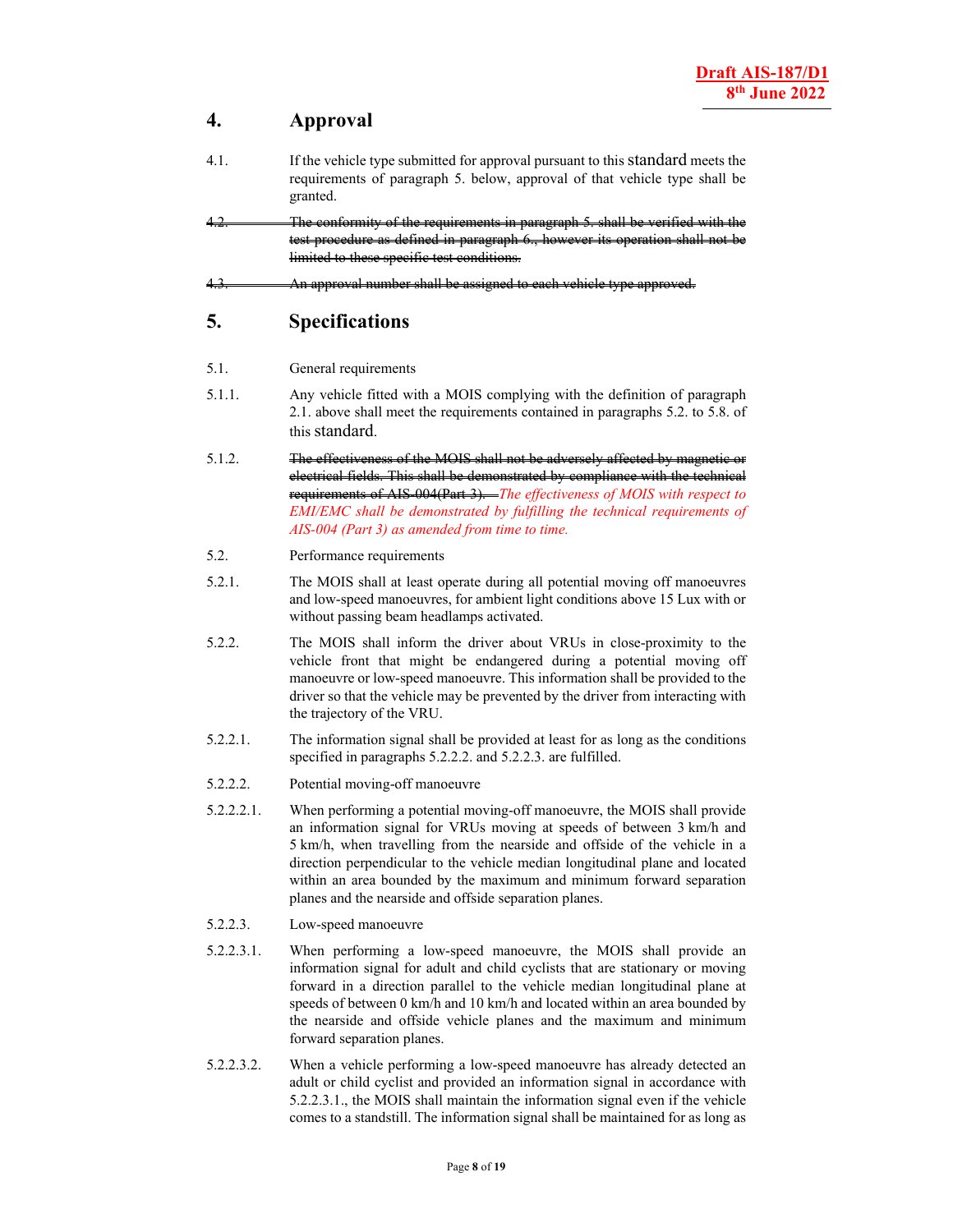## 4. Approval

4.1. If the vehicle type submitted for approval pursuant to this standard meets the requirements of paragraph 5. below, approval of that vehicle type shall be granted.

~~4.2. The conformity of the requirements in paragraph 5. shall be verified with the test procedure as defined in paragraph 6., however its operation shall not be limited to these specific test conditions.~~

~~4.3. An approval number shall be assigned to each vehicle type approved.~~

## 5. Specifications

5.1. General requirements

5.1.1. Any vehicle fitted with a MOIS complying with the definition of paragraph 2.1. above shall meet the requirements contained in paragraphs 5.2. to 5.8. of this standard.

5.1.2. ~~The effectiveness of the MOIS shall not be adversely affected by magnetic or electrical fields. This shall be demonstrated by compliance with the technical requirements of AIS-004(Part 3).~~ *The effectiveness of MOIS with respect to EMI/EMC shall be demonstrated by fulfilling the technical requirements of AIS-004 (Part 3) as amended from time to time.*

5.2. Performance requirements

5.2.1. The MOIS shall at least operate during all potential moving off manoeuvres and low-speed manoeuvres, for ambient light conditions above 15 Lux with or without passing beam headlamps activated.

5.2.2. The MOIS shall inform the driver about VRUs in close-proximity to the vehicle front that might be endangered during a potential moving off manoeuvre or low-speed manoeuvre. This information shall be provided to the driver so that the vehicle may be prevented by the driver from interacting with the trajectory of the VRU.

5.2.2.1. The information signal shall be provided at least for as long as the conditions specified in paragraphs 5.2.2.2. and 5.2.2.3. are fulfilled.

5.2.2.2. Potential moving-off manoeuvre

5.2.2.2.1. When performing a potential moving-off manoeuvre, the MOIS shall provide an information signal for VRUs moving at speeds of between 3 km/h and 5 km/h, when travelling from the nearside and offside of the vehicle in a direction perpendicular to the vehicle median longitudinal plane and located within an area bounded by the maximum and minimum forward separation planes and the nearside and offside separation planes.

5.2.2.3. Low-speed manoeuvre

5.2.2.3.1. When performing a low-speed manoeuvre, the MOIS shall provide an information signal for adult and child cyclists that are stationary or moving forward in a direction parallel to the vehicle median longitudinal plane at speeds of between 0 km/h and 10 km/h and located within an area bounded by the nearside and offside vehicle planes and the maximum and minimum forward separation planes.

5.2.2.3.2. When a vehicle performing a low-speed manoeuvre has already detected an adult or child cyclist and provided an information signal in accordance with 5.2.2.3.1., the MOIS shall maintain the information signal even if the vehicle comes to a standstill. The information signal shall be maintained for as long as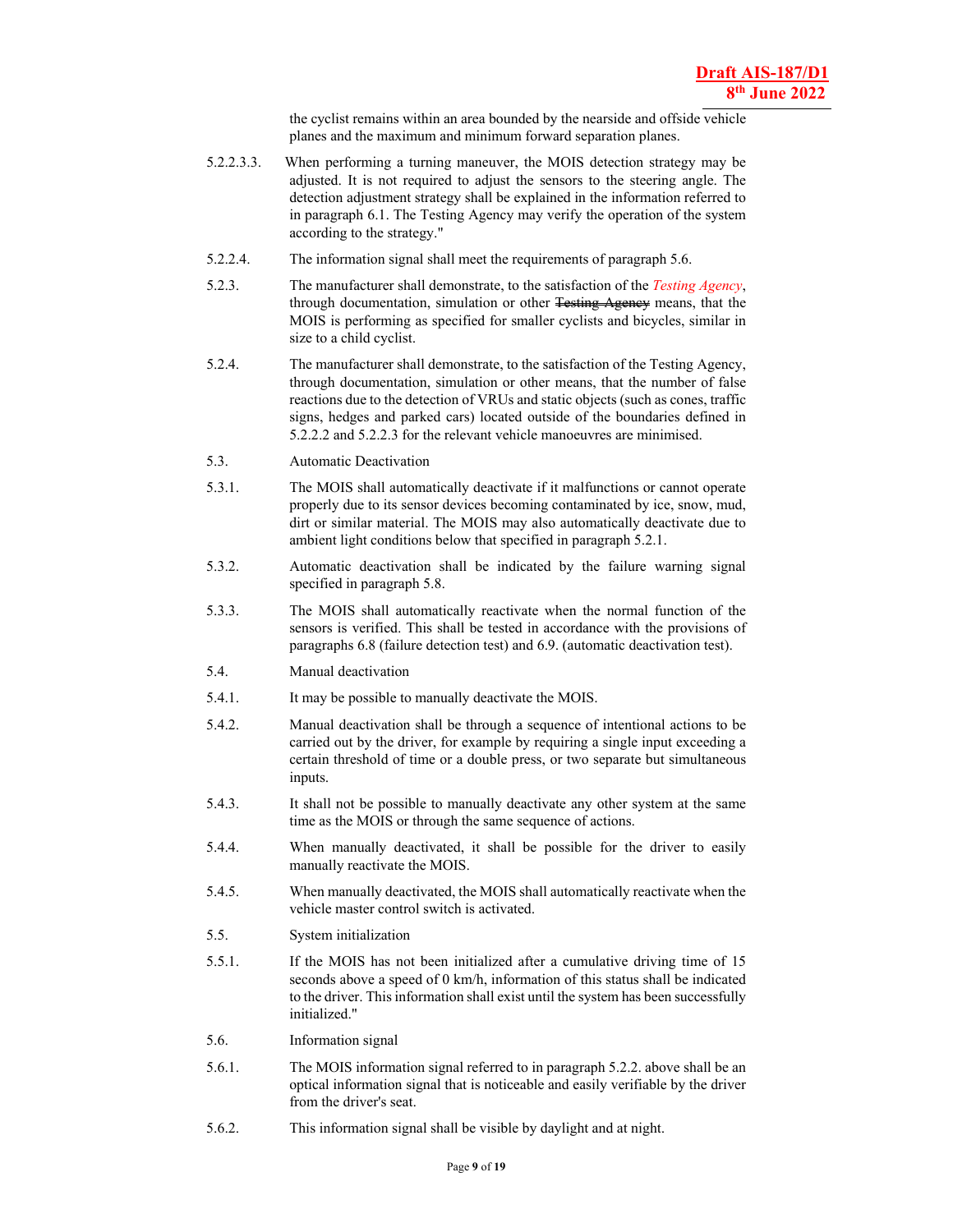the cyclist remains within an area bounded by the nearside and offside vehicle planes and the maximum and minimum forward separation planes.

5.2.2.3.3. When performing a turning maneuver, the MOIS detection strategy may be adjusted. It is not required to adjust the sensors to the steering angle. The detection adjustment strategy shall be explained in the information referred to in paragraph 6.1. The Testing Agency may verify the operation of the system according to the strategy."

5.2.2.4. The information signal shall meet the requirements of paragraph 5.6.

5.2.3. The manufacturer shall demonstrate, to the satisfaction of the *Testing Agency*, through documentation, simulation or other ~~Testing Agency~~ means, that the MOIS is performing as specified for smaller cyclists and bicycles, similar in size to a child cyclist.

5.2.4. The manufacturer shall demonstrate, to the satisfaction of the Testing Agency, through documentation, simulation or other means, that the number of false reactions due to the detection of VRUs and static objects (such as cones, traffic signs, hedges and parked cars) located outside of the boundaries defined in 5.2.2.2 and 5.2.2.3 for the relevant vehicle manoeuvres are minimised.

5.3. Automatic Deactivation

5.3.1. The MOIS shall automatically deactivate if it malfunctions or cannot operate properly due to its sensor devices becoming contaminated by ice, snow, mud, dirt or similar material. The MOIS may also automatically deactivate due to ambient light conditions below that specified in paragraph 5.2.1.

5.3.2. Automatic deactivation shall be indicated by the failure warning signal specified in paragraph 5.8.

5.3.3. The MOIS shall automatically reactivate when the normal function of the sensors is verified. This shall be tested in accordance with the provisions of paragraphs 6.8 (failure detection test) and 6.9. (automatic deactivation test).

5.4. Manual deactivation

5.4.1. It may be possible to manually deactivate the MOIS.

5.4.2. Manual deactivation shall be through a sequence of intentional actions to be carried out by the driver, for example by requiring a single input exceeding a certain threshold of time or a double press, or two separate but simultaneous inputs.

5.4.3. It shall not be possible to manually deactivate any other system at the same time as the MOIS or through the same sequence of actions.

5.4.4. When manually deactivated, it shall be possible for the driver to easily manually reactivate the MOIS.

5.4.5. When manually deactivated, the MOIS shall automatically reactivate when the vehicle master control switch is activated.

5.5. System initialization

5.5.1. If the MOIS has not been initialized after a cumulative driving time of 15 seconds above a speed of 0 km/h, information of this status shall be indicated to the driver. This information shall exist until the system has been successfully initialized."

5.6. Information signal

5.6.1. The MOIS information signal referred to in paragraph 5.2.2. above shall be an optical information signal that is noticeable and easily verifiable by the driver from the driver's seat.

5.6.2. This information signal shall be visible by daylight and at night.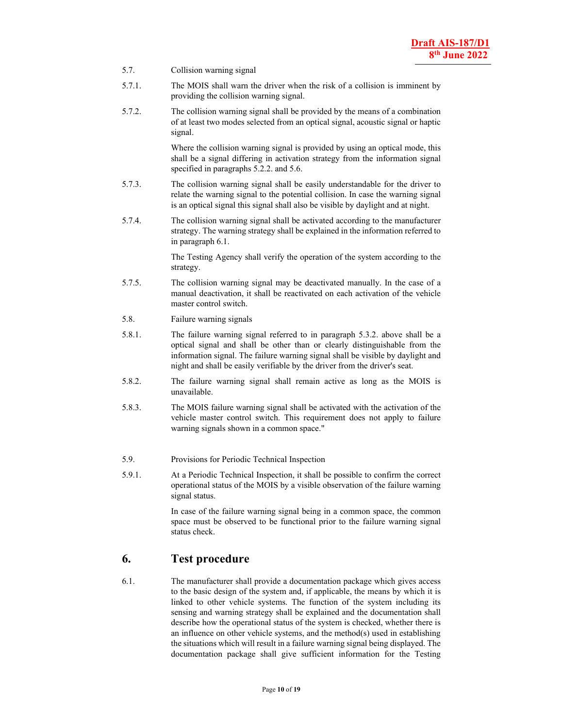5.7. Collision warning signal

5.7.1. The MOIS shall warn the driver when the risk of a collision is imminent by providing the collision warning signal.

5.7.2. The collision warning signal shall be provided by the means of a combination of at least two modes selected from an optical signal, acoustic signal or haptic signal.

Where the collision warning signal is provided by using an optical mode, this shall be a signal differing in activation strategy from the information signal specified in paragraphs 5.2.2. and 5.6.

5.7.3. The collision warning signal shall be easily understandable for the driver to relate the warning signal to the potential collision. In case the warning signal is an optical signal this signal shall also be visible by daylight and at night.

5.7.4. The collision warning signal shall be activated according to the manufacturer strategy. The warning strategy shall be explained in the information referred to in paragraph 6.1.

The Testing Agency shall verify the operation of the system according to the strategy.

5.7.5. The collision warning signal may be deactivated manually. In the case of a manual deactivation, it shall be reactivated on each activation of the vehicle master control switch.

5.8. Failure warning signals

5.8.1. The failure warning signal referred to in paragraph 5.3.2. above shall be a optical signal and shall be other than or clearly distinguishable from the information signal. The failure warning signal shall be visible by daylight and night and shall be easily verifiable by the driver from the driver's seat.

5.8.2. The failure warning signal shall remain active as long as the MOIS is unavailable.

5.8.3. The MOIS failure warning signal shall be activated with the activation of the vehicle master control switch. This requirement does not apply to failure warning signals shown in a common space."

5.9. Provisions for Periodic Technical Inspection

5.9.1. At a Periodic Technical Inspection, it shall be possible to confirm the correct operational status of the MOIS by a visible observation of the failure warning signal status.

In case of the failure warning signal being in a common space, the common space must be observed to be functional prior to the failure warning signal status check.

## 6. Test procedure

6.1. The manufacturer shall provide a documentation package which gives access to the basic design of the system and, if applicable, the means by which it is linked to other vehicle systems. The function of the system including its sensing and warning strategy shall be explained and the documentation shall describe how the operational status of the system is checked, whether there is an influence on other vehicle systems, and the method(s) used in establishing the situations which will result in a failure warning signal being displayed. The documentation package shall give sufficient information for the Testing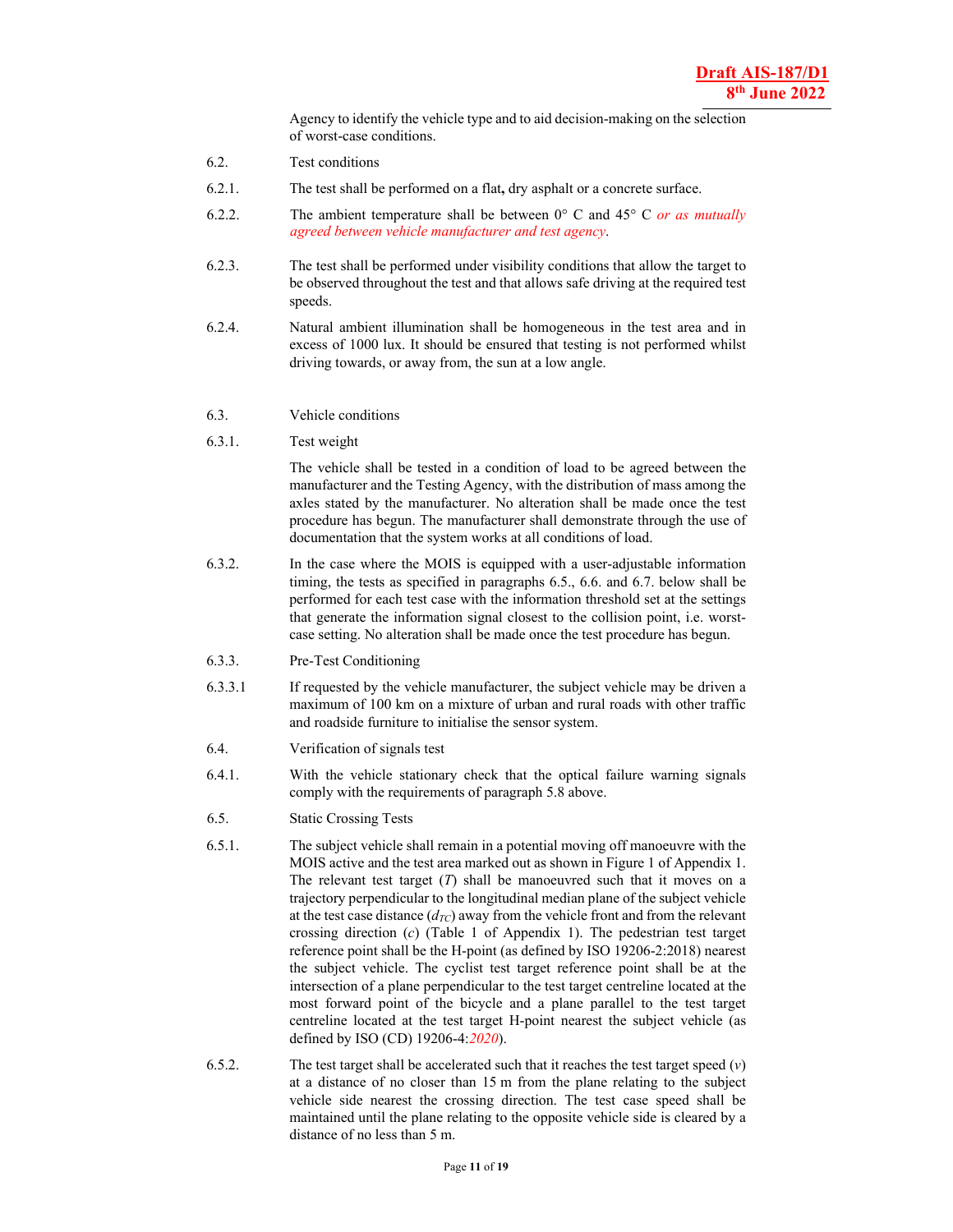Agency to identify the vehicle type and to aid decision-making on the selection of worst-case conditions.

6.2. Test conditions

6.2.1. The test shall be performed on a flat**,** dry asphalt or a concrete surface.

6.2.2. The ambient temperature shall be between 0° C and 45° C *or as mutually agreed between vehicle manufacturer and test agency*.

6.2.3. The test shall be performed under visibility conditions that allow the target to be observed throughout the test and that allows safe driving at the required test speeds.

6.2.4. Natural ambient illumination shall be homogeneous in the test area and in excess of 1000 lux. It should be ensured that testing is not performed whilst driving towards, or away from, the sun at a low angle.

6.3. Vehicle conditions

6.3.1. Test weight

The vehicle shall be tested in a condition of load to be agreed between the manufacturer and the Testing Agency, with the distribution of mass among the axles stated by the manufacturer. No alteration shall be made once the test procedure has begun. The manufacturer shall demonstrate through the use of documentation that the system works at all conditions of load.

6.3.2. In the case where the MOIS is equipped with a user-adjustable information timing, the tests as specified in paragraphs 6.5., 6.6. and 6.7. below shall be performed for each test case with the information threshold set at the settings that generate the information signal closest to the collision point, i.e. worst-case setting. No alteration shall be made once the test procedure has begun.

6.3.3. Pre-Test Conditioning

6.3.3.1 If requested by the vehicle manufacturer, the subject vehicle may be driven a maximum of 100 km on a mixture of urban and rural roads with other traffic and roadside furniture to initialise the sensor system.

6.4. Verification of signals test

6.4.1. With the vehicle stationary check that the optical failure warning signals comply with the requirements of paragraph 5.8 above.

6.5. Static Crossing Tests

6.5.1. The subject vehicle shall remain in a potential moving off manoeuvre with the MOIS active and the test area marked out as shown in Figure 1 of Appendix 1. The relevant test target (*T*) shall be manoeuvred such that it moves on a trajectory perpendicular to the longitudinal median plane of the subject vehicle at the test case distance ($d_{TC}$) away from the vehicle front and from the relevant crossing direction (*c*) (Table 1 of Appendix 1). The pedestrian test target reference point shall be the H-point (as defined by ISO 19206-2:2018) nearest the subject vehicle. The cyclist test target reference point shall be at the intersection of a plane perpendicular to the test target centreline located at the most forward point of the bicycle and a plane parallel to the test target centreline located at the test target H-point nearest the subject vehicle (as defined by ISO (CD) 19206-4:*2020*).

6.5.2. The test target shall be accelerated such that it reaches the test target speed (*v*) at a distance of no closer than 15 m from the plane relating to the subject vehicle side nearest the crossing direction. The test case speed shall be maintained until the plane relating to the opposite vehicle side is cleared by a distance of no less than 5 m.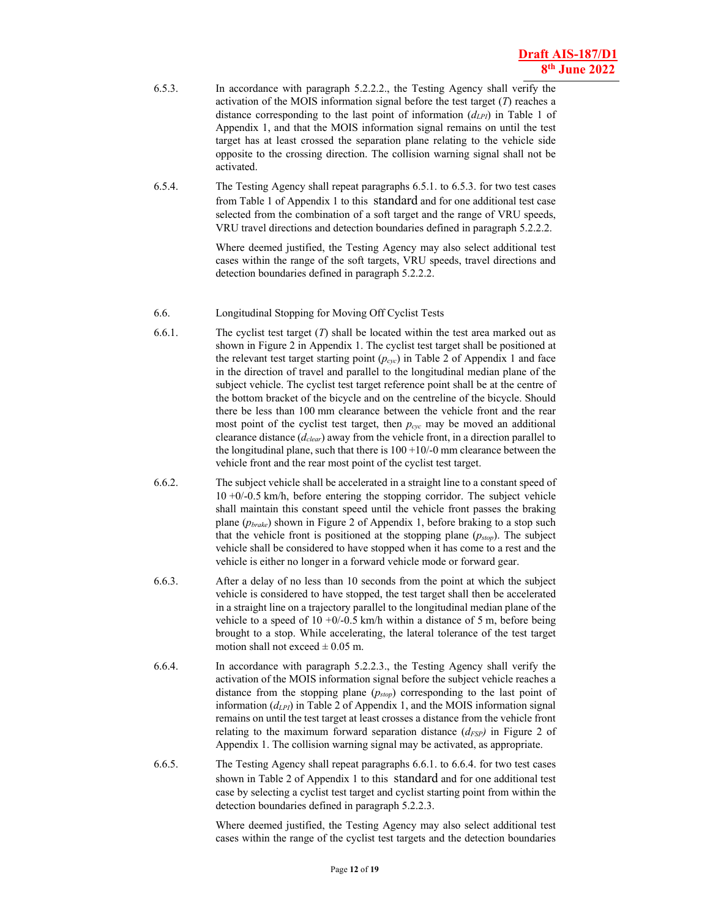6.5.3. In accordance with paragraph 5.2.2.2., the Testing Agency shall verify the activation of the MOIS information signal before the test target ($T$) reaches a distance corresponding to the last point of information ($d_{LPI}$) in Table 1 of Appendix 1, and that the MOIS information signal remains on until the test target has at least crossed the separation plane relating to the vehicle side opposite to the crossing direction. The collision warning signal shall not be activated.

6.5.4. The Testing Agency shall repeat paragraphs 6.5.1. to 6.5.3. for two test cases from Table 1 of Appendix 1 to this standard and for one additional test case selected from the combination of a soft target and the range of VRU speeds, VRU travel directions and detection boundaries defined in paragraph 5.2.2.2.

Where deemed justified, the Testing Agency may also select additional test cases within the range of the soft targets, VRU speeds, travel directions and detection boundaries defined in paragraph 5.2.2.2.

6.6. Longitudinal Stopping for Moving Off Cyclist Tests

6.6.1. The cyclist test target ($T$) shall be located within the test area marked out as shown in Figure 2 in Appendix 1. The cyclist test target shall be positioned at the relevant test target starting point ($p_{cyc}$) in Table 2 of Appendix 1 and face in the direction of travel and parallel to the longitudinal median plane of the subject vehicle. The cyclist test target reference point shall be at the centre of the bottom bracket of the bicycle and on the centreline of the bicycle. Should there be less than 100 mm clearance between the vehicle front and the rear most point of the cyclist test target, then $p_{cyc}$ may be moved an additional clearance distance ($d_{clear}$) away from the vehicle front, in a direction parallel to the longitudinal plane, such that there is 100 +10/-0 mm clearance between the vehicle front and the rear most point of the cyclist test target.

6.6.2. The subject vehicle shall be accelerated in a straight line to a constant speed of 10 +0/-0.5 km/h, before entering the stopping corridor. The subject vehicle shall maintain this constant speed until the vehicle front passes the braking plane ($p_{brake}$) shown in Figure 2 of Appendix 1, before braking to a stop such that the vehicle front is positioned at the stopping plane ($p_{stop}$). The subject vehicle shall be considered to have stopped when it has come to a rest and the vehicle is either no longer in a forward vehicle mode or forward gear.

6.6.3. After a delay of no less than 10 seconds from the point at which the subject vehicle is considered to have stopped, the test target shall then be accelerated in a straight line on a trajectory parallel to the longitudinal median plane of the vehicle to a speed of 10 +0/-0.5 km/h within a distance of 5 m, before being brought to a stop. While accelerating, the lateral tolerance of the test target motion shall not exceed ± 0.05 m.

6.6.4. In accordance with paragraph 5.2.2.3., the Testing Agency shall verify the activation of the MOIS information signal before the subject vehicle reaches a distance from the stopping plane ($p_{stop}$) corresponding to the last point of information ($d_{LPI}$) in Table 2 of Appendix 1, and the MOIS information signal remains on until the test target at least crosses a distance from the vehicle front relating to the maximum forward separation distance ($d_{FSP}$) in Figure 2 of Appendix 1. The collision warning signal may be activated, as appropriate.

6.6.5. The Testing Agency shall repeat paragraphs 6.6.1. to 6.6.4. for two test cases shown in Table 2 of Appendix 1 to this standard and for one additional test case by selecting a cyclist test target and cyclist starting point from within the detection boundaries defined in paragraph 5.2.2.3.

Where deemed justified, the Testing Agency may also select additional test cases within the range of the cyclist test targets and the detection boundaries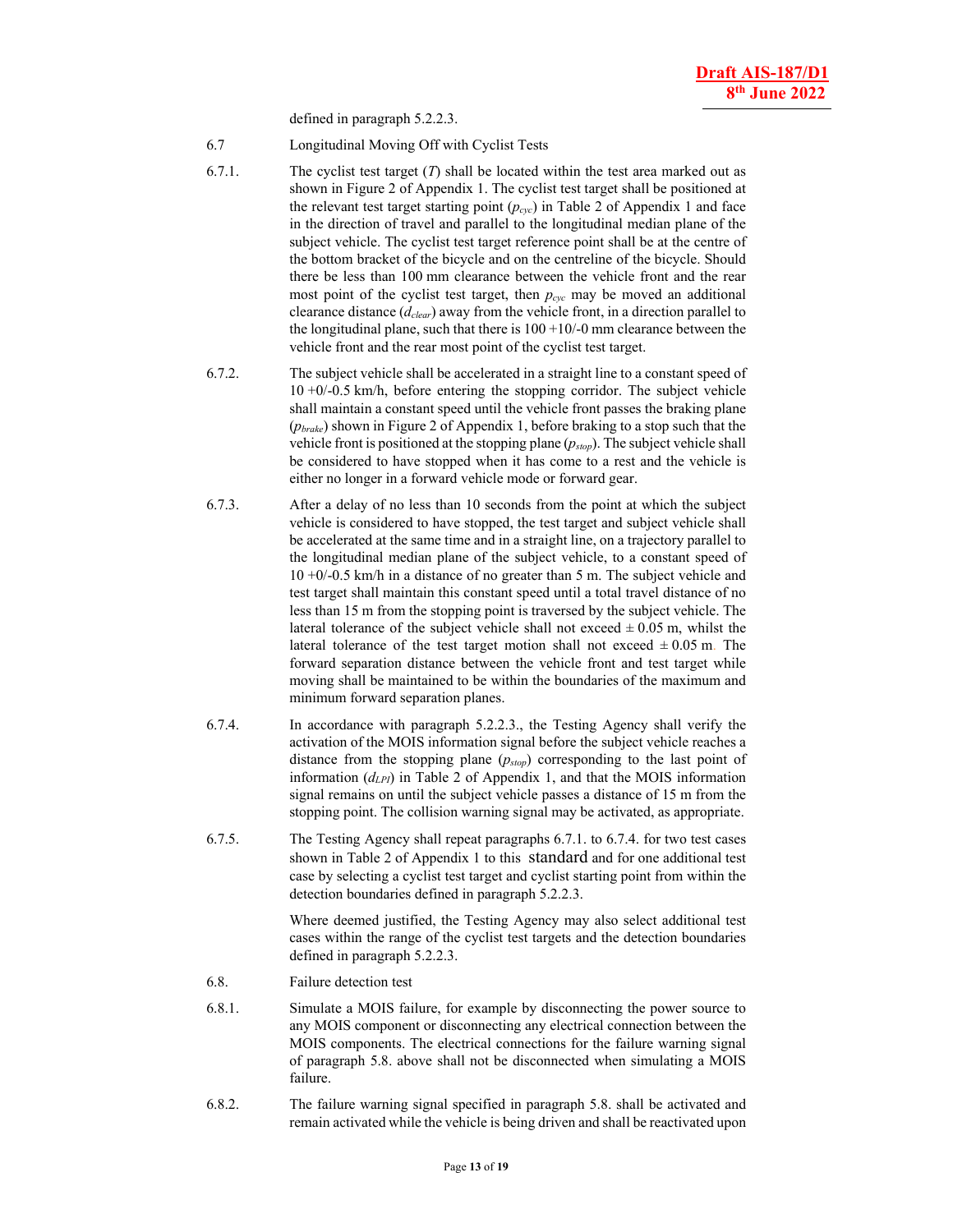defined in paragraph 5.2.2.3.

6.7 Longitudinal Moving Off with Cyclist Tests

6.7.1. The cyclist test target (*T*) shall be located within the test area marked out as shown in Figure 2 of Appendix 1. The cyclist test target shall be positioned at the relevant test target starting point ($p_{cyc}$) in Table 2 of Appendix 1 and face in the direction of travel and parallel to the longitudinal median plane of the subject vehicle. The cyclist test target reference point shall be at the centre of the bottom bracket of the bicycle and on the centreline of the bicycle. Should there be less than 100 mm clearance between the vehicle front and the rear most point of the cyclist test target, then $p_{cyc}$ may be moved an additional clearance distance ($d_{clear}$) away from the vehicle front, in a direction parallel to the longitudinal plane, such that there is 100 +10/-0 mm clearance between the vehicle front and the rear most point of the cyclist test target.

6.7.2. The subject vehicle shall be accelerated in a straight line to a constant speed of 10 +0/-0.5 km/h, before entering the stopping corridor. The subject vehicle shall maintain a constant speed until the vehicle front passes the braking plane ($p_{brake}$) shown in Figure 2 of Appendix 1, before braking to a stop such that the vehicle front is positioned at the stopping plane ($p_{stop}$). The subject vehicle shall be considered to have stopped when it has come to a rest and the vehicle is either no longer in a forward vehicle mode or forward gear.

6.7.3. After a delay of no less than 10 seconds from the point at which the subject vehicle is considered to have stopped, the test target and subject vehicle shall be accelerated at the same time and in a straight line, on a trajectory parallel to the longitudinal median plane of the subject vehicle, to a constant speed of 10 +0/-0.5 km/h in a distance of no greater than 5 m. The subject vehicle and test target shall maintain this constant speed until a total travel distance of no less than 15 m from the stopping point is traversed by the subject vehicle. The lateral tolerance of the subject vehicle shall not exceed ± 0.05 m, whilst the lateral tolerance of the test target motion shall not exceed ± 0.05 m. The forward separation distance between the vehicle front and test target while moving shall be maintained to be within the boundaries of the maximum and minimum forward separation planes.

6.7.4. In accordance with paragraph 5.2.2.3., the Testing Agency shall verify the activation of the MOIS information signal before the subject vehicle reaches a distance from the stopping plane ($p_{stop}$) corresponding to the last point of information ($d_{LPI}$) in Table 2 of Appendix 1, and that the MOIS information signal remains on until the subject vehicle passes a distance of 15 m from the stopping point. The collision warning signal may be activated, as appropriate.

6.7.5. The Testing Agency shall repeat paragraphs 6.7.1. to 6.7.4. for two test cases shown in Table 2 of Appendix 1 to this standard and for one additional test case by selecting a cyclist test target and cyclist starting point from within the detection boundaries defined in paragraph 5.2.2.3.

Where deemed justified, the Testing Agency may also select additional test cases within the range of the cyclist test targets and the detection boundaries defined in paragraph 5.2.2.3.

6.8. Failure detection test

6.8.1. Simulate a MOIS failure, for example by disconnecting the power source to any MOIS component or disconnecting any electrical connection between the MOIS components. The electrical connections for the failure warning signal of paragraph 5.8. above shall not be disconnected when simulating a MOIS failure.

6.8.2. The failure warning signal specified in paragraph 5.8. shall be activated and remain activated while the vehicle is being driven and shall be reactivated upon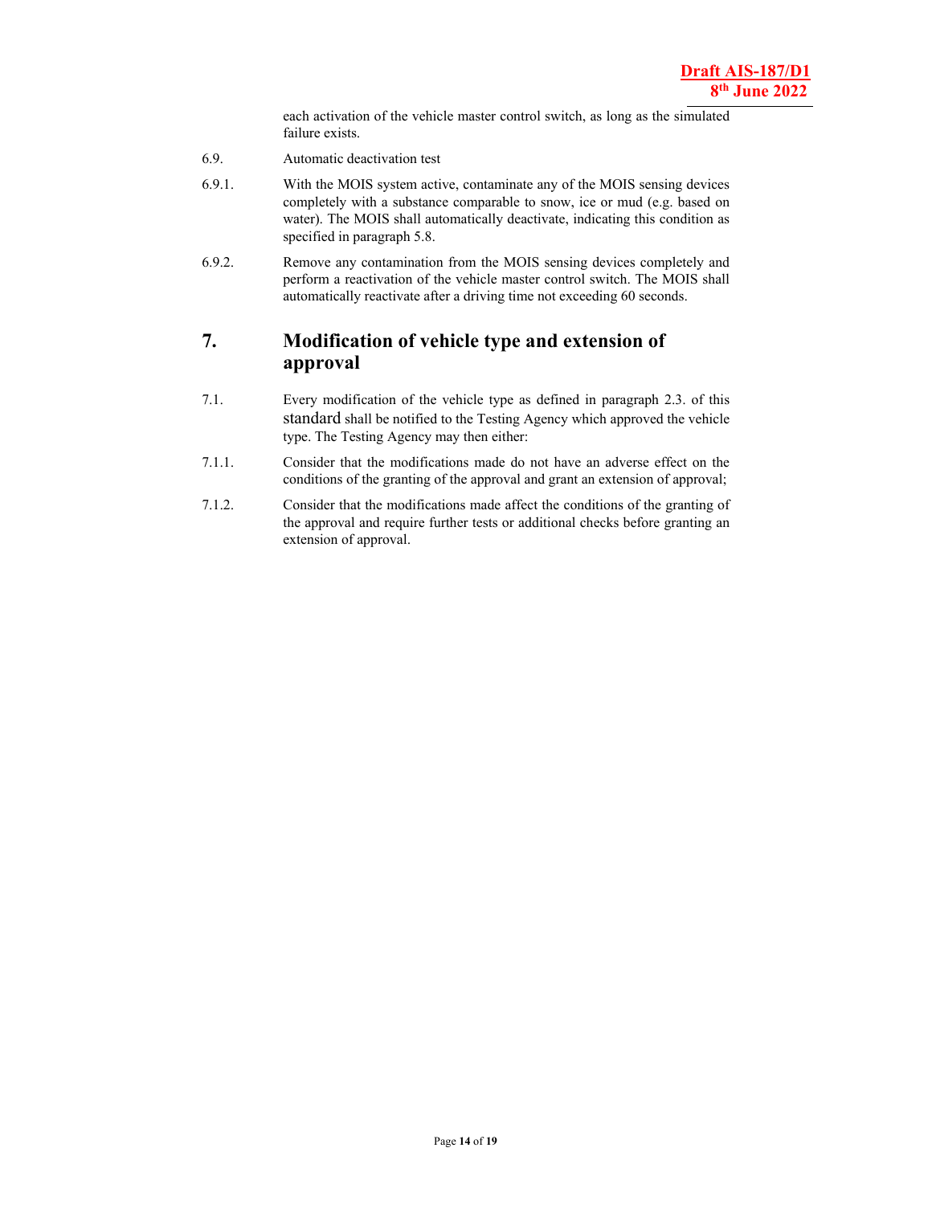each activation of the vehicle master control switch, as long as the simulated failure exists.

6.9. Automatic deactivation test

6.9.1. With the MOIS system active, contaminate any of the MOIS sensing devices completely with a substance comparable to snow, ice or mud (e.g. based on water). The MOIS shall automatically deactivate, indicating this condition as specified in paragraph 5.8.

6.9.2. Remove any contamination from the MOIS sensing devices completely and perform a reactivation of the vehicle master control switch. The MOIS shall automatically reactivate after a driving time not exceeding 60 seconds.

## 7. Modification of vehicle type and extension of approval

7.1. Every modification of the vehicle type as defined in paragraph 2.3. of this standard shall be notified to the Testing Agency which approved the vehicle type. The Testing Agency may then either:

7.1.1. Consider that the modifications made do not have an adverse effect on the conditions of the granting of the approval and grant an extension of approval;

7.1.2. Consider that the modifications made affect the conditions of the granting of the approval and require further tests or additional checks before granting an extension of approval.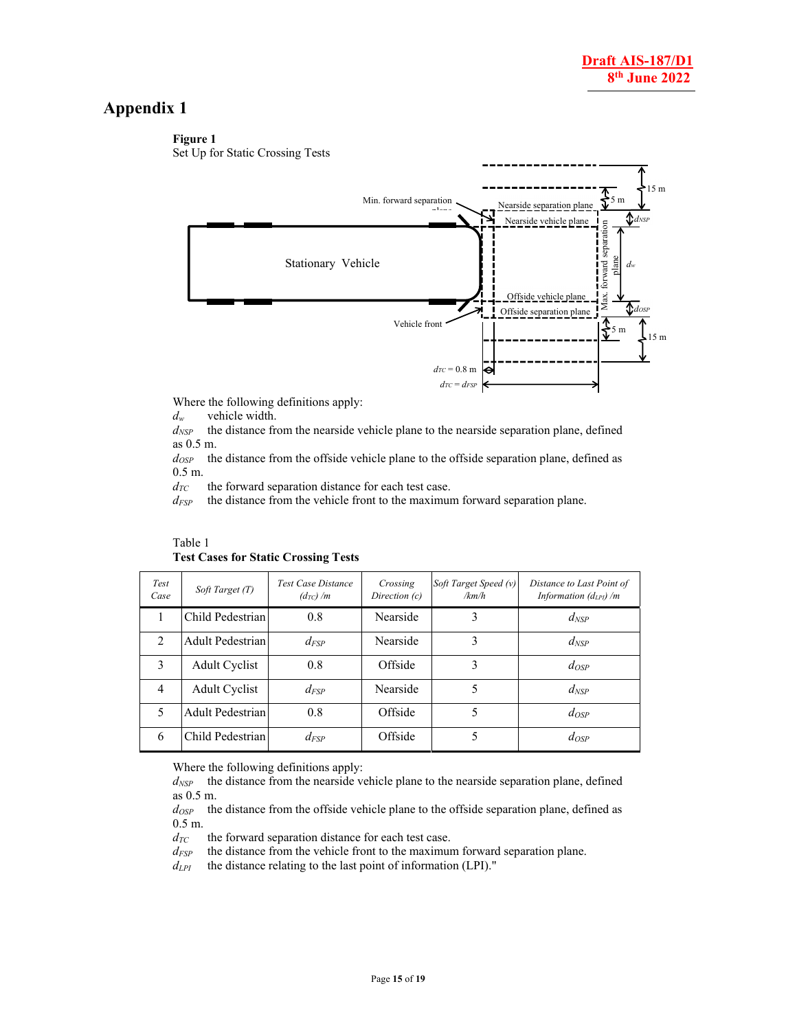# Appendix 1

**Figure 1**
Set Up for Static Crossing Tests

Where the following definitions apply:

$d_w$ vehicle width.

$d_{NSP}$ the distance from the nearside vehicle plane to the nearside separation plane, defined as 0.5 m.

$d_{OSP}$ the distance from the offside vehicle plane to the offside separation plane, defined as 0.5 m.

$d_{TC}$ the forward separation distance for each test case.

$d_{FSP}$ the distance from the vehicle front to the maximum forward separation plane.

Table 1
**Test Cases for Static Crossing Tests**

| *Test Case* | *Soft Target (T)* | *Test Case Distance ($d_{TC}$) /m* | *Crossing Direction (c)* | *Soft Target Speed (v) /km/h* | *Distance to Last Point of Information ($d_{LPI}$) /m* |
|---|---|---|---|---|---|
| 1 | Child Pedestrian | 0.8 | Nearside | 3 | $d_{NSP}$ |
| 2 | Adult Pedestrian | $d_{FSP}$ | Nearside | 3 | $d_{NSP}$ |
| 3 | Adult Cyclist | 0.8 | Offside | 3 | $d_{OSP}$ |
| 4 | Adult Cyclist | $d_{FSP}$ | Nearside | 5 | $d_{NSP}$ |
| 5 | Adult Pedestrian | 0.8 | Offside | 5 | $d_{OSP}$ |
| 6 | Child Pedestrian | $d_{FSP}$ | Offside | 5 | $d_{OSP}$ |

Where the following definitions apply:

$d_{NSP}$ the distance from the nearside vehicle plane to the nearside separation plane, defined as 0.5 m.

$d_{OSP}$ the distance from the offside vehicle plane to the offside separation plane, defined as 0.5 m.

$d_{TC}$ the forward separation distance for each test case.

$d_{FSP}$ the distance from the vehicle front to the maximum forward separation plane.

$d_{LPI}$ the distance relating to the last point of information (LPI)."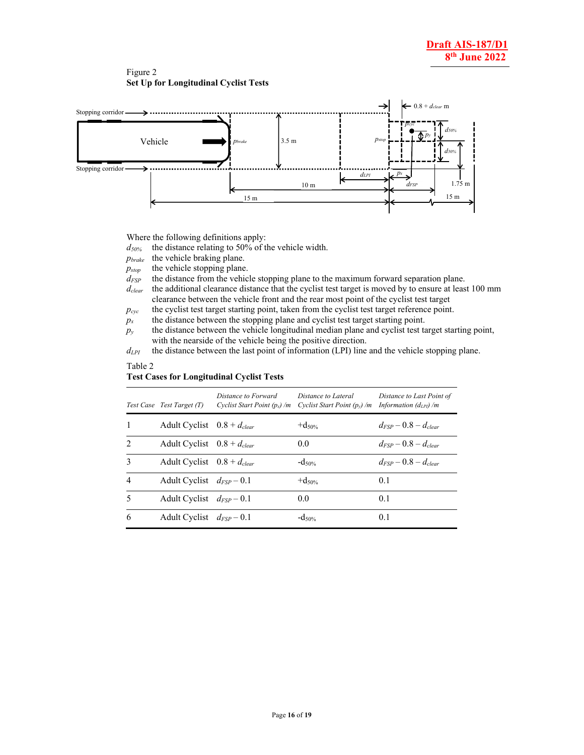Figure 2
**Set Up for Longitudinal Cyclist Tests**

Where the following definitions apply:

$d_{50\%}$ the distance relating to 50% of the vehicle width.

$p_{brake}$ the vehicle braking plane.

$p_{stop}$ the vehicle stopping plane.

$d_{FSP}$ the distance from the vehicle stopping plane to the maximum forward separation plane.

$d_{clear}$ the additional clearance distance that the cyclist test target is moved by to ensure at least 100 mm clearance between the vehicle front and the rear most point of the cyclist test target

$p_{cyc}$ the cyclist test target starting point, taken from the cyclist test target reference point.

$p_x$ the distance between the stopping plane and cyclist test target starting point.

$p_y$ the distance between the vehicle longitudinal median plane and cyclist test target starting point, with the nearside of the vehicle being the positive direction.

$d_{LPI}$ the distance between the last point of information (LPI) line and the vehicle stopping plane.

Table 2
**Test Cases for Longitudinal Cyclist Tests**

| *Test Case* | *Test Target (T)* | *Distance to Forward Cyclist Start Point ($p_x$) /m* | *Distance to Lateral Cyclist Start Point ($p_y$) /m* | *Distance to Last Point of Information ($d_{LPI}$) /m* |
|---|---|---|---|---|
| 1 | Adult Cyclist | $0.8 + d_{clear}$ | $+d_{50\%}$ | $d_{FSP} - 0.8 - d_{clear}$ |
| 2 | Adult Cyclist | $0.8 + d_{clear}$ | 0.0 | $d_{FSP} - 0.8 - d_{clear}$ |
| 3 | Adult Cyclist | $0.8 + d_{clear}$ | $-d_{50\%}$ | $d_{FSP} - 0.8 - d_{clear}$ |
| 4 | Adult Cyclist | $d_{FSP} - 0.1$ | $+d_{50\%}$ | 0.1 |
| 5 | Adult Cyclist | $d_{FSP} - 0.1$ | 0.0 | 0.1 |
| 6 | Adult Cyclist | $d_{FSP} - 0.1$ | $-d_{50\%}$ | 0.1 |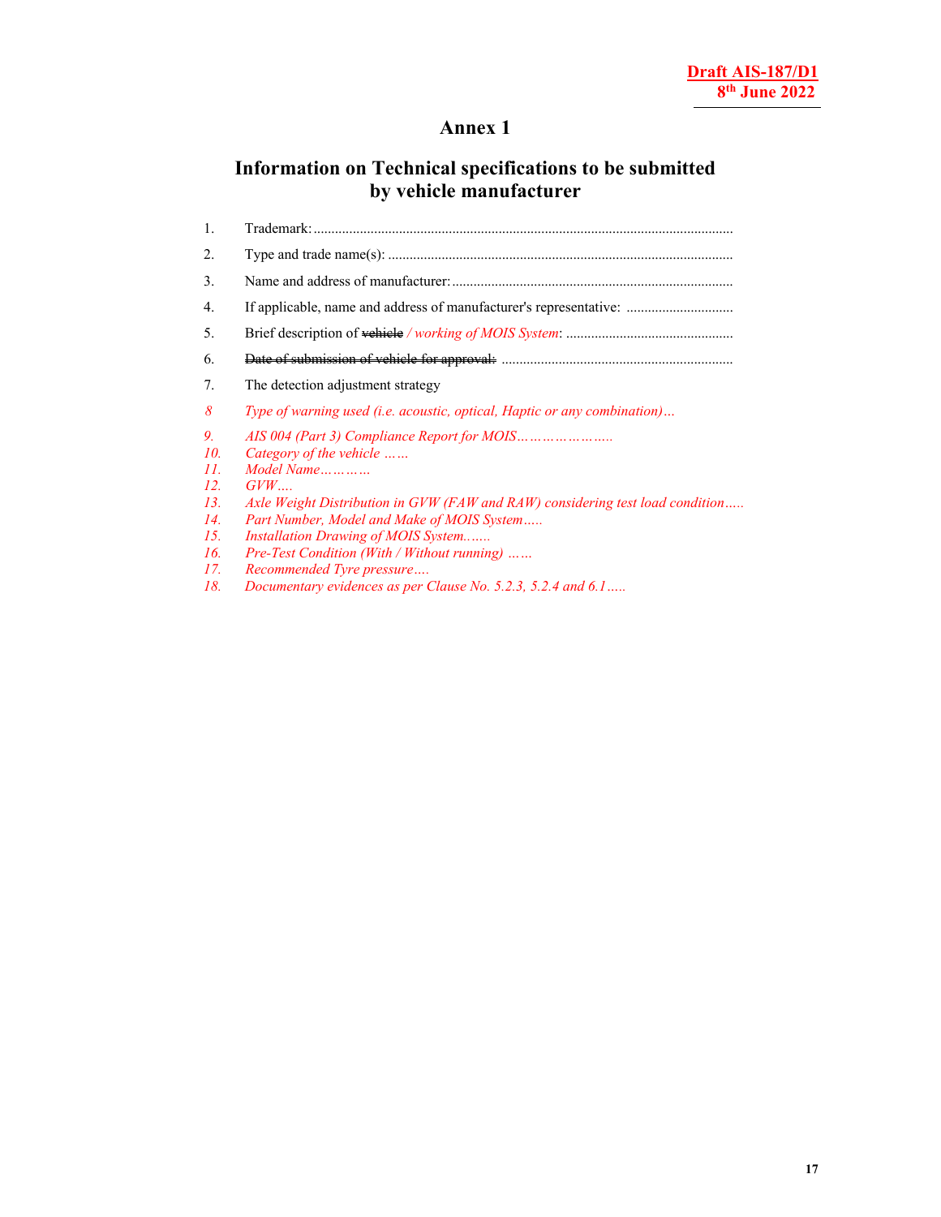# Annex 1

## Information on Technical specifications to be submitted by vehicle manufacturer

1. Trademark: ......................................................................................................................
2. Type and trade name(s): .................................................................................................
3. Name and address of manufacturer: ...............................................................................
4. If applicable, name and address of manufacturer's representative: ..............................
5. Brief description of ~~vehicle~~ */ working of MOIS System*: ...............................................
6. ~~Date of submission of vehicle for approval:~~ .................................................................
7. The detection adjustment strategy
8. *Type of warning used (i.e. acoustic, optical, Haptic or any combination)…*
9. *AIS 004 (Part 3) Compliance Report for MOIS…………………..*
10. *Category of the vehicle ……*
11. *Model Name…………*
12. *GVW….*
13. *Axle Weight Distribution in GVW (FAW and RAW) considering test load condition…..*
14. *Part Number, Model and Make of MOIS System…..*
15. *Installation Drawing of MOIS System..…..*
16. *Pre-Test Condition (With / Without running) ……*
17. *Recommended Tyre pressure….*
18. *Documentary evidences as per Clause No. 5.2.3, 5.2.4 and 6.1…..*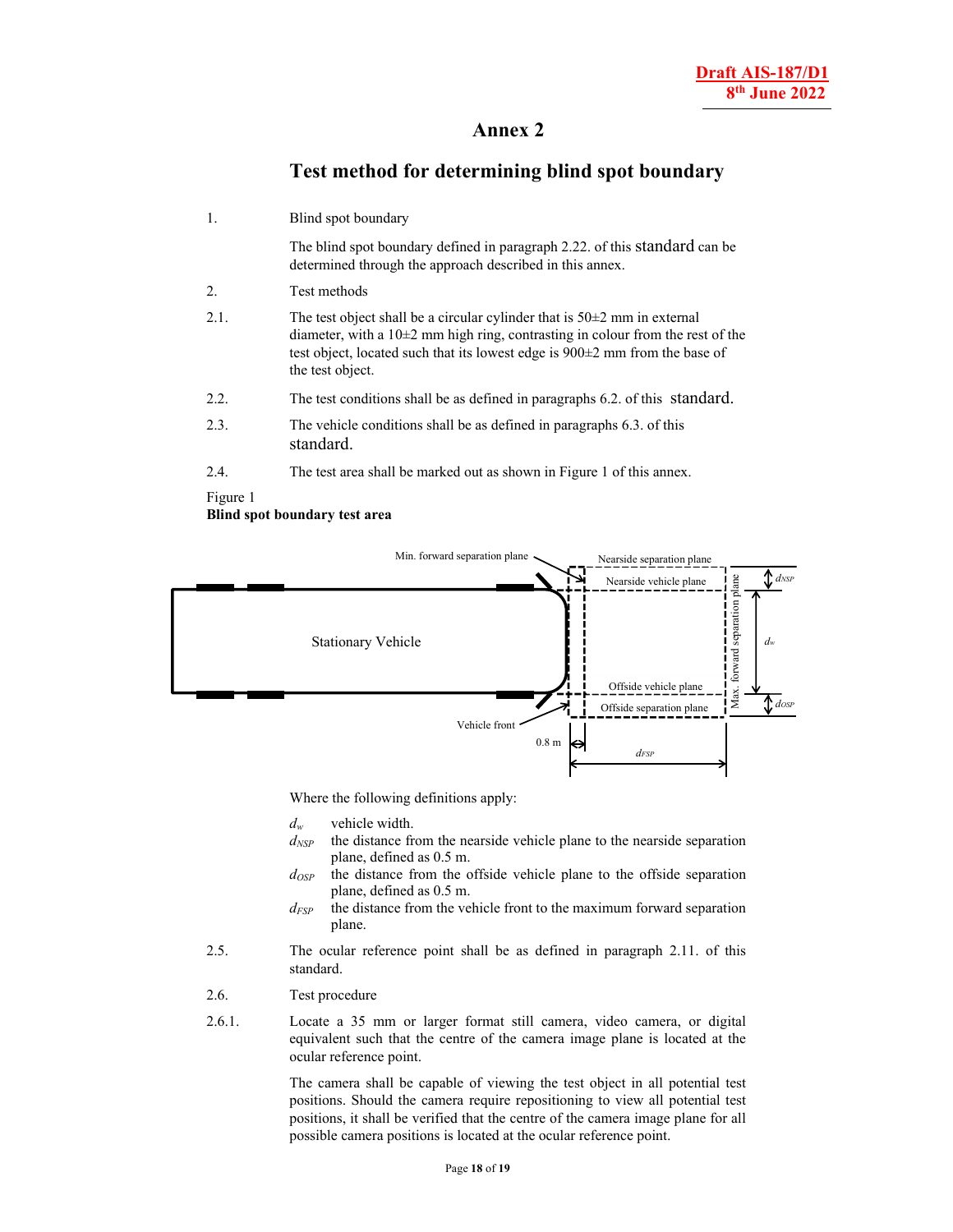# Annex 2

## Test method for determining blind spot boundary

1. Blind spot boundary

   The blind spot boundary defined in paragraph 2.22. of this standard can be determined through the approach described in this annex.

2. Test methods

2.1. The test object shall be a circular cylinder that is 50±2 mm in external diameter, with a 10±2 mm high ring, contrasting in colour from the rest of the test object, located such that its lowest edge is 900±2 mm from the base of the test object.

2.2. The test conditions shall be as defined in paragraphs 6.2. of this standard.

2.3. The vehicle conditions shall be as defined in paragraphs 6.3. of this standard.

2.4. The test area shall be marked out as shown in Figure 1 of this annex.

Figure 1
**Blind spot boundary test area**

Where the following definitions apply:

- $d_w$ vehicle width.
- $d_{NSP}$ the distance from the nearside vehicle plane to the nearside separation plane, defined as 0.5 m.
- $d_{OSP}$ the distance from the offside vehicle plane to the offside separation plane, defined as 0.5 m.
- $d_{FSP}$ the distance from the vehicle front to the maximum forward separation plane.

2.5. The ocular reference point shall be as defined in paragraph 2.11. of this standard.

2.6. Test procedure

2.6.1. Locate a 35 mm or larger format still camera, video camera, or digital equivalent such that the centre of the camera image plane is located at the ocular reference point.

The camera shall be capable of viewing the test object in all potential test positions. Should the camera require repositioning to view all potential test positions, it shall be verified that the centre of the camera image plane for all possible camera positions is located at the ocular reference point.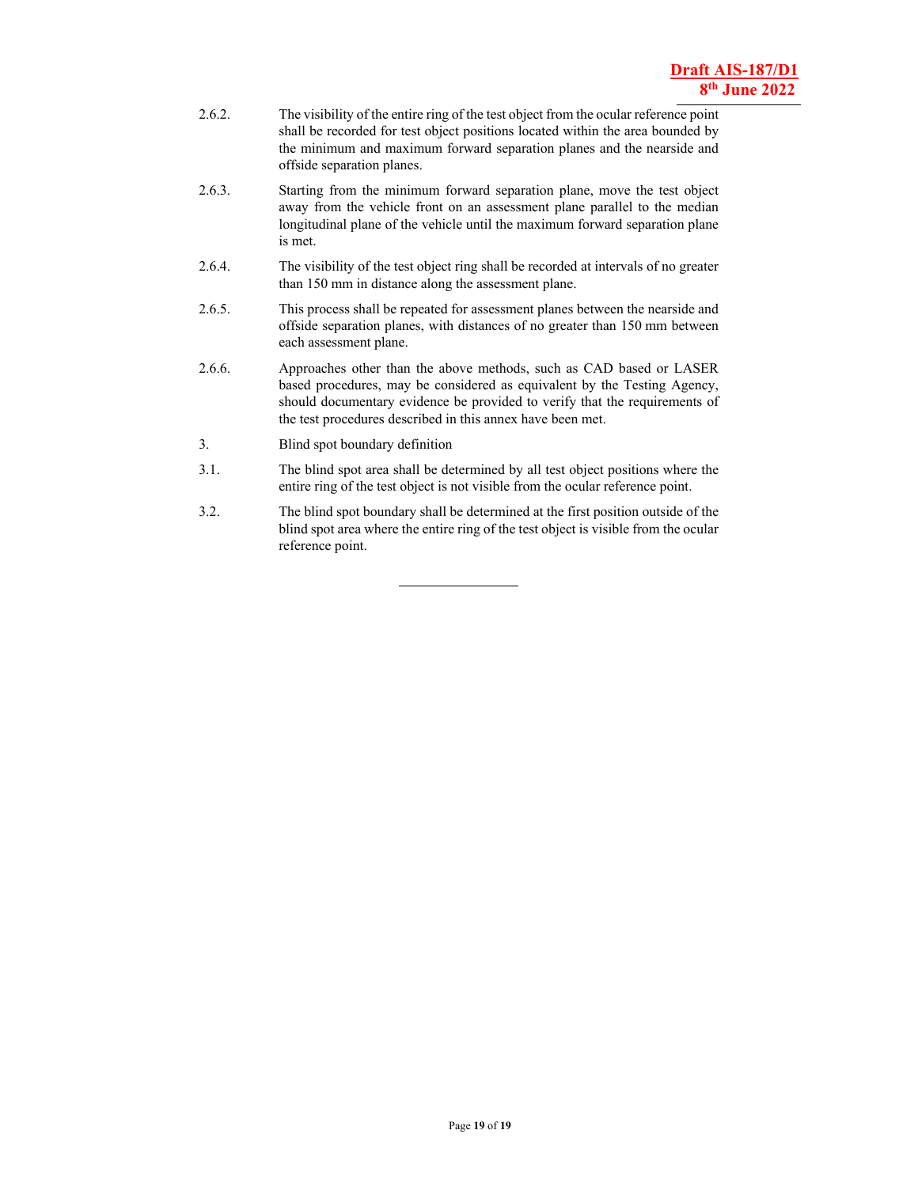2.6.2. The visibility of the entire ring of the test object from the ocular reference point shall be recorded for test object positions located within the area bounded by the minimum and maximum forward separation planes and the nearside and offside separation planes.

2.6.3. Starting from the minimum forward separation plane, move the test object away from the vehicle front on an assessment plane parallel to the median longitudinal plane of the vehicle until the maximum forward separation plane is met.

2.6.4. The visibility of the test object ring shall be recorded at intervals of no greater than 150 mm in distance along the assessment plane.

2.6.5. This process shall be repeated for assessment planes between the nearside and offside separation planes, with distances of no greater than 150 mm between each assessment plane.

2.6.6. Approaches other than the above methods, such as CAD based or LASER based procedures, may be considered as equivalent by the Testing Agency, should documentary evidence be provided to verify that the requirements of the test procedures described in this annex have been met.

3. Blind spot boundary definition

3.1. The blind spot area shall be determined by all test object positions where the entire ring of the test object is not visible from the ocular reference point.

3.2. The blind spot boundary shall be determined at the first position outside of the blind spot area where the entire ring of the test object is visible from the ocular reference point.